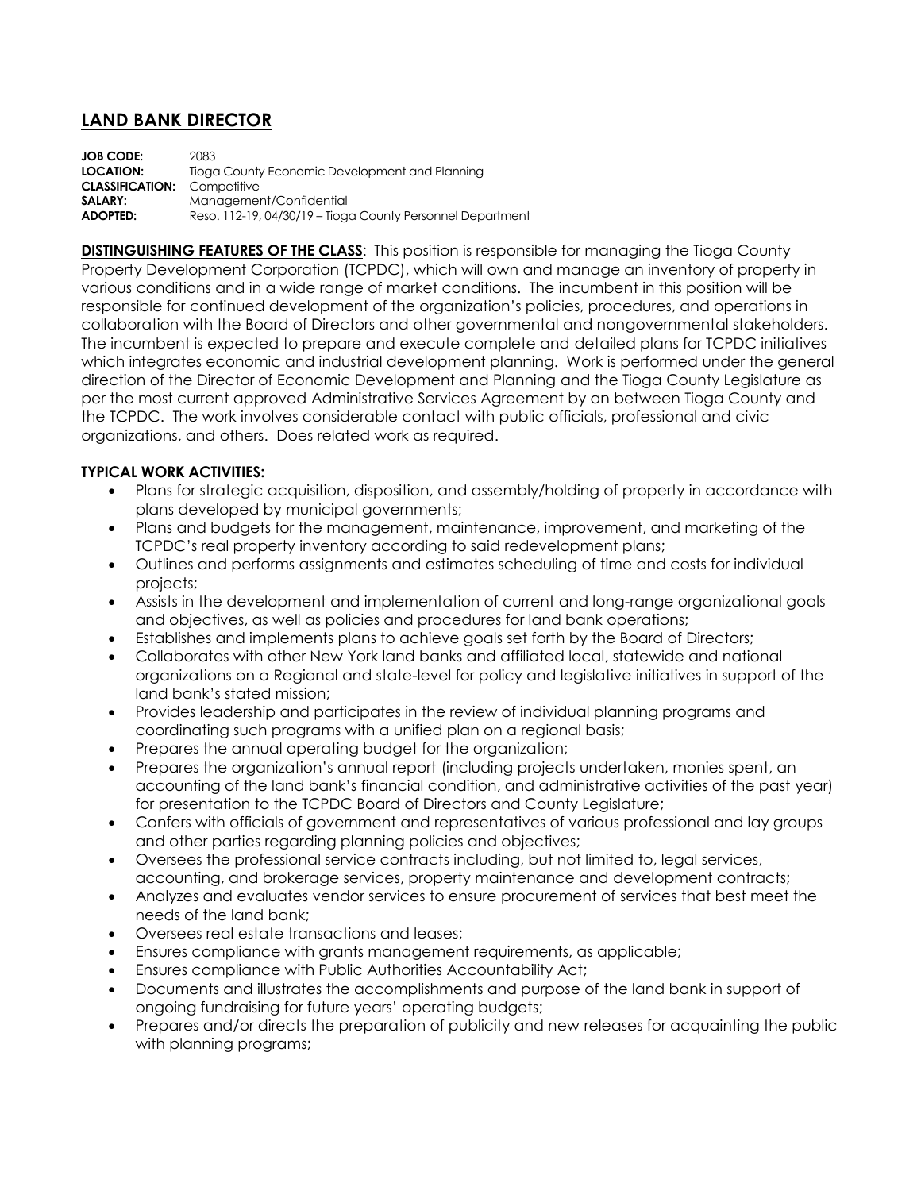# LAND BANK DIRECTOR

**JOB CODE:** 2083
**LOCATION:** Tioga County Economic Development and Planning
**CLASSIFICATION:** Competitive
**SALARY:** Management/Confidential
**ADOPTED:** Reso. 112-19, 04/30/19 – Tioga County Personnel Department

**DISTINGUISHING FEATURES OF THE CLASS**: This position is responsible for managing the Tioga County Property Development Corporation (TCPDC), which will own and manage an inventory of property in various conditions and in a wide range of market conditions. The incumbent in this position will be responsible for continued development of the organization's policies, procedures, and operations in collaboration with the Board of Directors and other governmental and nongovernmental stakeholders. The incumbent is expected to prepare and execute complete and detailed plans for TCPDC initiatives which integrates economic and industrial development planning. Work is performed under the general direction of the Director of Economic Development and Planning and the Tioga County Legislature as per the most current approved Administrative Services Agreement by an between Tioga County and the TCPDC. The work involves considerable contact with public officials, professional and civic organizations, and others. Does related work as required.

**TYPICAL WORK ACTIVITIES:**

- Plans for strategic acquisition, disposition, and assembly/holding of property in accordance with plans developed by municipal governments;
- Plans and budgets for the management, maintenance, improvement, and marketing of the TCPDC's real property inventory according to said redevelopment plans;
- Outlines and performs assignments and estimates scheduling of time and costs for individual projects;
- Assists in the development and implementation of current and long-range organizational goals and objectives, as well as policies and procedures for land bank operations;
- Establishes and implements plans to achieve goals set forth by the Board of Directors;
- Collaborates with other New York land banks and affiliated local, statewide and national organizations on a Regional and state-level for policy and legislative initiatives in support of the land bank's stated mission;
- Provides leadership and participates in the review of individual planning programs and coordinating such programs with a unified plan on a regional basis;
- Prepares the annual operating budget for the organization;
- Prepares the organization's annual report (including projects undertaken, monies spent, an accounting of the land bank's financial condition, and administrative activities of the past year) for presentation to the TCPDC Board of Directors and County Legislature;
- Confers with officials of government and representatives of various professional and lay groups and other parties regarding planning policies and objectives;
- Oversees the professional service contracts including, but not limited to, legal services, accounting, and brokerage services, property maintenance and development contracts;
- Analyzes and evaluates vendor services to ensure procurement of services that best meet the needs of the land bank;
- Oversees real estate transactions and leases;
- Ensures compliance with grants management requirements, as applicable;
- Ensures compliance with Public Authorities Accountability Act;
- Documents and illustrates the accomplishments and purpose of the land bank in support of ongoing fundraising for future years' operating budgets;
- Prepares and/or directs the preparation of publicity and new releases for acquainting the public with planning programs;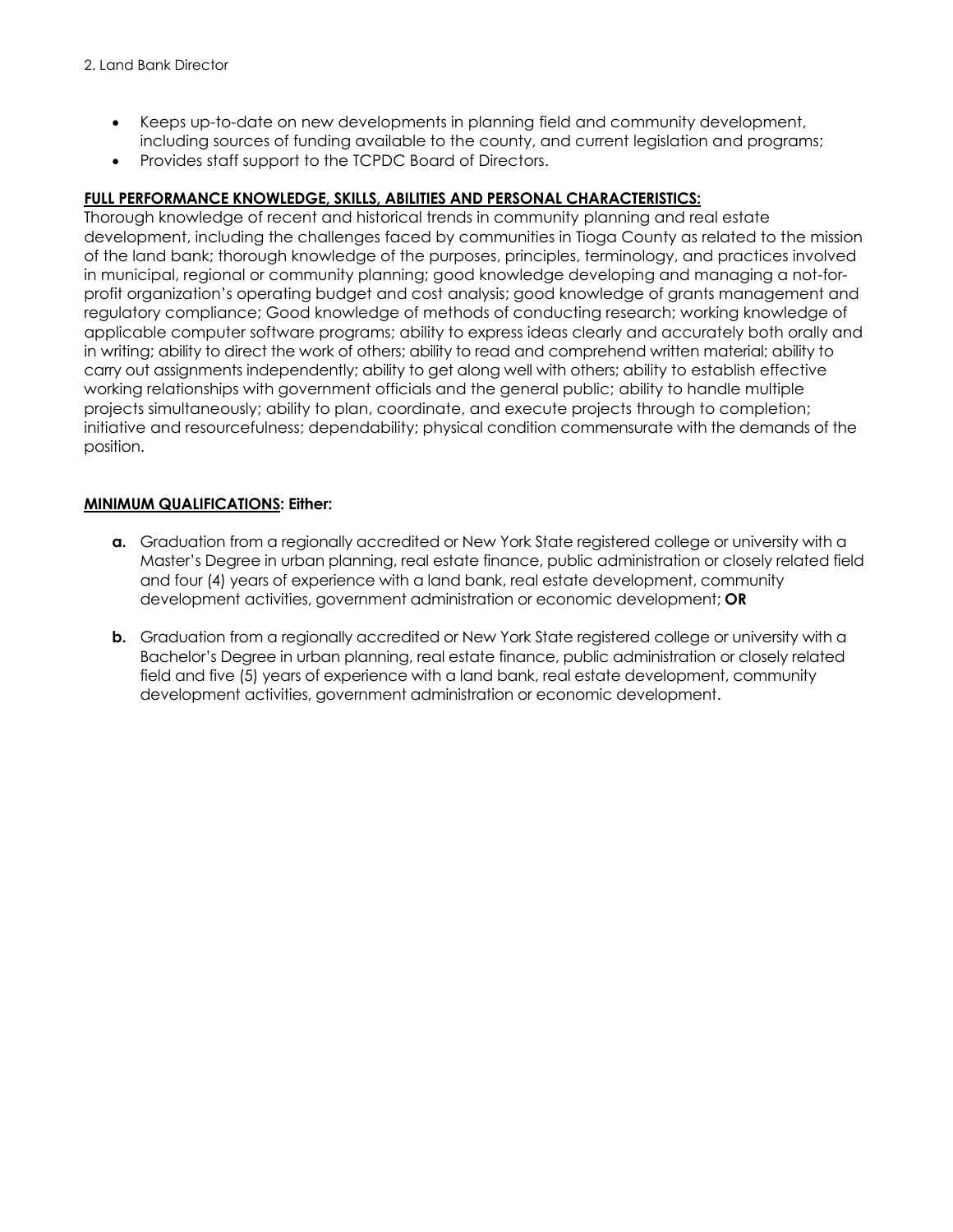- Keeps up-to-date on new developments in planning field and community development, including sources of funding available to the county, and current legislation and programs;
- Provides staff support to the TCPDC Board of Directors.

**FULL PERFORMANCE KNOWLEDGE, SKILLS, ABILITIES AND PERSONAL CHARACTERISTICS:**

Thorough knowledge of recent and historical trends in community planning and real estate development, including the challenges faced by communities in Tioga County as related to the mission of the land bank; thorough knowledge of the purposes, principles, terminology, and practices involved in municipal, regional or community planning; good knowledge developing and managing a not-for-profit organization's operating budget and cost analysis; good knowledge of grants management and regulatory compliance; Good knowledge of methods of conducting research; working knowledge of applicable computer software programs; ability to express ideas clearly and accurately both orally and in writing; ability to direct the work of others; ability to read and comprehend written material; ability to carry out assignments independently; ability to get along well with others; ability to establish effective working relationships with government officials and the general public; ability to handle multiple projects simultaneously; ability to plan, coordinate, and execute projects through to completion; initiative and resourcefulness; dependability; physical condition commensurate with the demands of the position.

**MINIMUM QUALIFICATIONS: Either:**

**a.** Graduation from a regionally accredited or New York State registered college or university with a Master's Degree in urban planning, real estate finance, public administration or closely related field and four (4) years of experience with a land bank, real estate development, community development activities, government administration or economic development; **OR**

**b.** Graduation from a regionally accredited or New York State registered college or university with a Bachelor's Degree in urban planning, real estate finance, public administration or closely related field and five (5) years of experience with a land bank, real estate development, community development activities, government administration or economic development.